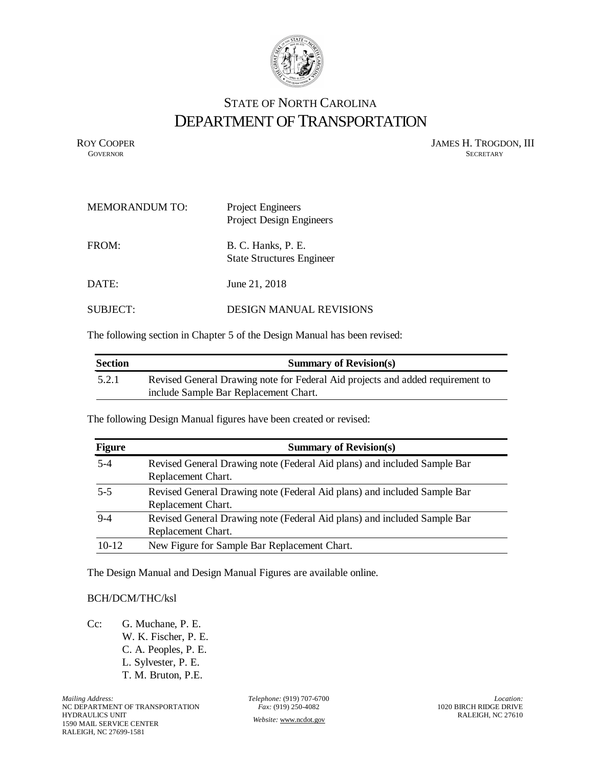# STATE OF NORTH CAROLINA
# DEPARTMENT OF TRANSPORTATION

ROY COOPER
GOVERNOR

JAMES H. TROGDON, III
SECRETARY

MEMORANDUM TO: Project Engineers
Project Design Engineers

FROM: B. C. Hanks, P. E.
State Structures Engineer

DATE: June 21, 2018

SUBJECT: DESIGN MANUAL REVISIONS

The following section in Chapter 5 of the Design Manual has been revised:

| Section | Summary of Revision(s) |
|---|---|
| 5.2.1 | Revised General Drawing note for Federal Aid projects and added requirement to include Sample Bar Replacement Chart. |

The following Design Manual figures have been created or revised:

| Figure | Summary of Revision(s) |
|---|---|
| 5-4 | Revised General Drawing note (Federal Aid plans) and included Sample Bar Replacement Chart. |
| 5-5 | Revised General Drawing note (Federal Aid plans) and included Sample Bar Replacement Chart. |
| 9-4 | Revised General Drawing note (Federal Aid plans) and included Sample Bar Replacement Chart. |
| 10-12 | New Figure for Sample Bar Replacement Chart. |

The Design Manual and Design Manual Figures are available online.

BCH/DCM/THC/ksl

Cc: G. Muchane, P. E.
W. K. Fischer, P. E.
C. A. Peoples, P. E.
L. Sylvester, P. E.
T. M. Bruton, P.E.

*Mailing Address:*
NC DEPARTMENT OF TRANSPORTATION
HYDRAULICS UNIT
1590 MAIL SERVICE CENTER
RALEIGH, NC 27699-1581

*Telephone:* (919) 707-6700
*Fax:* (919) 250-4082
*Website:* www.ncdot.gov

*Location:*
1020 BIRCH RIDGE DRIVE
RALEIGH, NC 27610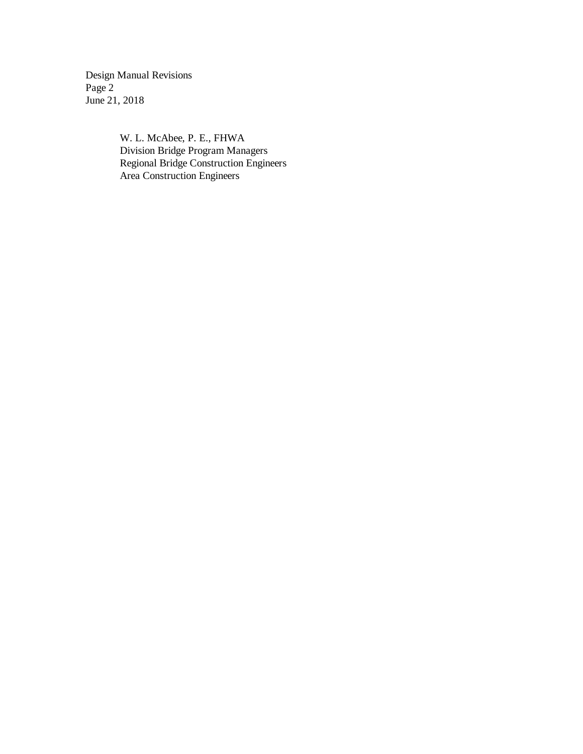W. L. McAbee, P. E., FHWA
Division Bridge Program Managers
Regional Bridge Construction Engineers
Area Construction Engineers